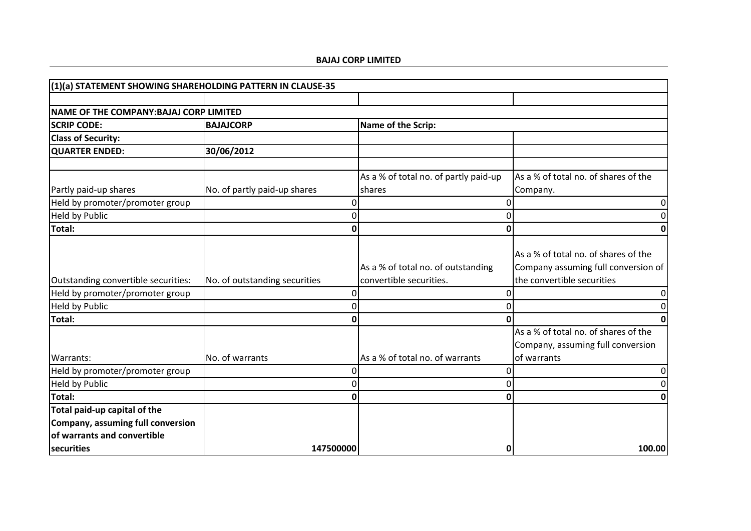**BAJAJ CORP LIMITED**

| (1)(a) STATEMENT SHOWING SHAREHOLDING PATTERN IN CLAUSE-35 | | | |
|---|---|---|---|
| | | | |
| **NAME OF THE COMPANY:BAJAJ CORP LIMITED** | | | |
| **SCRIP CODE:** | **BAJAJCORP** | **Name of the Scrip:** | |
| **Class of Security:** | | | |
| **QUARTER ENDED:** | **30/06/2012** | | |
| | | | |
| Partly paid-up shares | No. of partly paid-up shares | As a % of total no. of partly paid-up shares | As a % of total no. of shares of the Company. |
| Held by promoter/promoter group | 0 | 0 | 0 |
| Held by Public | 0 | 0 | 0 |
| **Total:** | **0** | **0** | **0** |
| Outstanding convertible securities: | No. of outstanding securities | As a % of total no. of outstanding convertible securities. | As a % of total no. of shares of the Company assuming full conversion of the convertible securities |
| Held by promoter/promoter group | 0 | 0 | 0 |
| Held by Public | 0 | 0 | 0 |
| **Total:** | **0** | **0** | **0** |
| Warrants: | No. of warrants | As a % of total no. of warrants | As a % of total no. of shares of the Company, assuming full conversion of warrants |
| Held by promoter/promoter group | 0 | 0 | 0 |
| Held by Public | 0 | 0 | 0 |
| **Total:** | **0** | **0** | **0** |
| **Total paid-up capital of the Company, assuming full conversion of warrants and convertible securities** | **147500000** | **0** | **100.00** |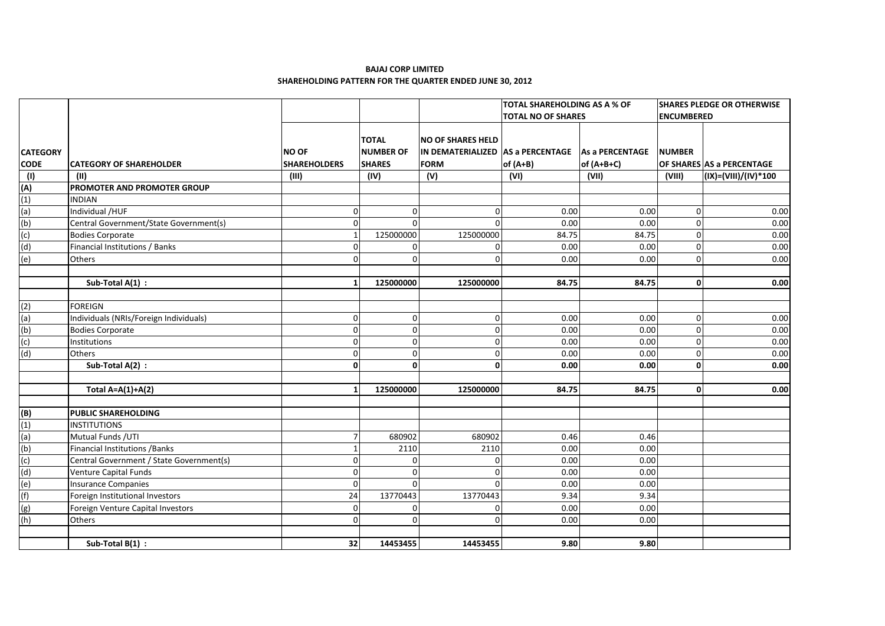**BAJAJ CORP LIMITED**

**SHAREHOLDING PATTERN FOR THE QUARTER ENDED JUNE 30, 2012**

| CATEGORY CODE | CATEGORY OF SHAREHOLDER | NO OF SHAREHOLDERS | TOTAL NUMBER OF SHARES | NO OF SHARES HELD IN DEMATERIALIZED FORM | TOTAL SHAREHOLDING AS A % OF TOTAL NO OF SHARES | | SHARES PLEDGE OR OTHERWISE ENCUMBERED | |
|---|---|---|---|---|---|---|---|---|
| | | | | | AS a PERCENTAGE of (A+B) | As a PERCENTAGE of (A+B+C) | NUMBER OF SHARES | AS a PERCENTAGE |
| (I) | (II) | (III) | (IV) | (V) | (VI) | (VII) | (VIII) | (IX)=(VIII)/(IV)*100 |
| **(A)** | **PROMOTER AND PROMOTER GROUP** | | | | | | | |
| (1) | INDIAN | | | | | | | |
| (a) | Individual /HUF | 0 | 0 | 0 | 0.00 | 0.00 | 0 | 0.00 |
| (b) | Central Government/State Government(s) | 0 | 0 | 0 | 0.00 | 0.00 | 0 | 0.00 |
| (c) | Bodies Corporate | 1 | 125000000 | 125000000 | 84.75 | 84.75 | 0 | 0.00 |
| (d) | Financial Institutions / Banks | 0 | 0 | 0 | 0.00 | 0.00 | 0 | 0.00 |
| (e) | Others | 0 | 0 | 0 | 0.00 | 0.00 | 0 | 0.00 |
| | **Sub-Total A(1) :** | **1** | **125000000** | **125000000** | **84.75** | **84.75** | **0** | **0.00** |
| (2) | FOREIGN | | | | | | | |
| (a) | Individuals (NRIs/Foreign Individuals) | 0 | 0 | 0 | 0.00 | 0.00 | 0 | 0.00 |
| (b) | Bodies Corporate | 0 | 0 | 0 | 0.00 | 0.00 | 0 | 0.00 |
| (c) | Institutions | 0 | 0 | 0 | 0.00 | 0.00 | 0 | 0.00 |
| (d) | Others | 0 | 0 | 0 | 0.00 | 0.00 | 0 | 0.00 |
| | **Sub-Total A(2) :** | **0** | **0** | **0** | **0.00** | **0.00** | **0** | **0.00** |
| | **Total A=A(1)+A(2)** | **1** | **125000000** | **125000000** | **84.75** | **84.75** | **0** | **0.00** |
| **(B)** | **PUBLIC SHAREHOLDING** | | | | | | | |
| (1) | INSTITUTIONS | | | | | | | |
| (a) | Mutual Funds /UTI | 7 | 680902 | 680902 | 0.46 | 0.46 | | |
| (b) | Financial Institutions /Banks | 1 | 2110 | 2110 | 0.00 | 0.00 | | |
| (c) | Central Government / State Government(s) | 0 | 0 | 0 | 0.00 | 0.00 | | |
| (d) | Venture Capital Funds | 0 | 0 | 0 | 0.00 | 0.00 | | |
| (e) | Insurance Companies | 0 | 0 | 0 | 0.00 | 0.00 | | |
| (f) | Foreign Institutional Investors | 24 | 13770443 | 13770443 | 9.34 | 9.34 | | |
| (g) | Foreign Venture Capital Investors | 0 | 0 | 0 | 0.00 | 0.00 | | |
| (h) | Others | 0 | 0 | 0 | 0.00 | 0.00 | | |
| | **Sub-Total B(1) :** | **32** | **14453455** | **14453455** | **9.80** | **9.80** | | |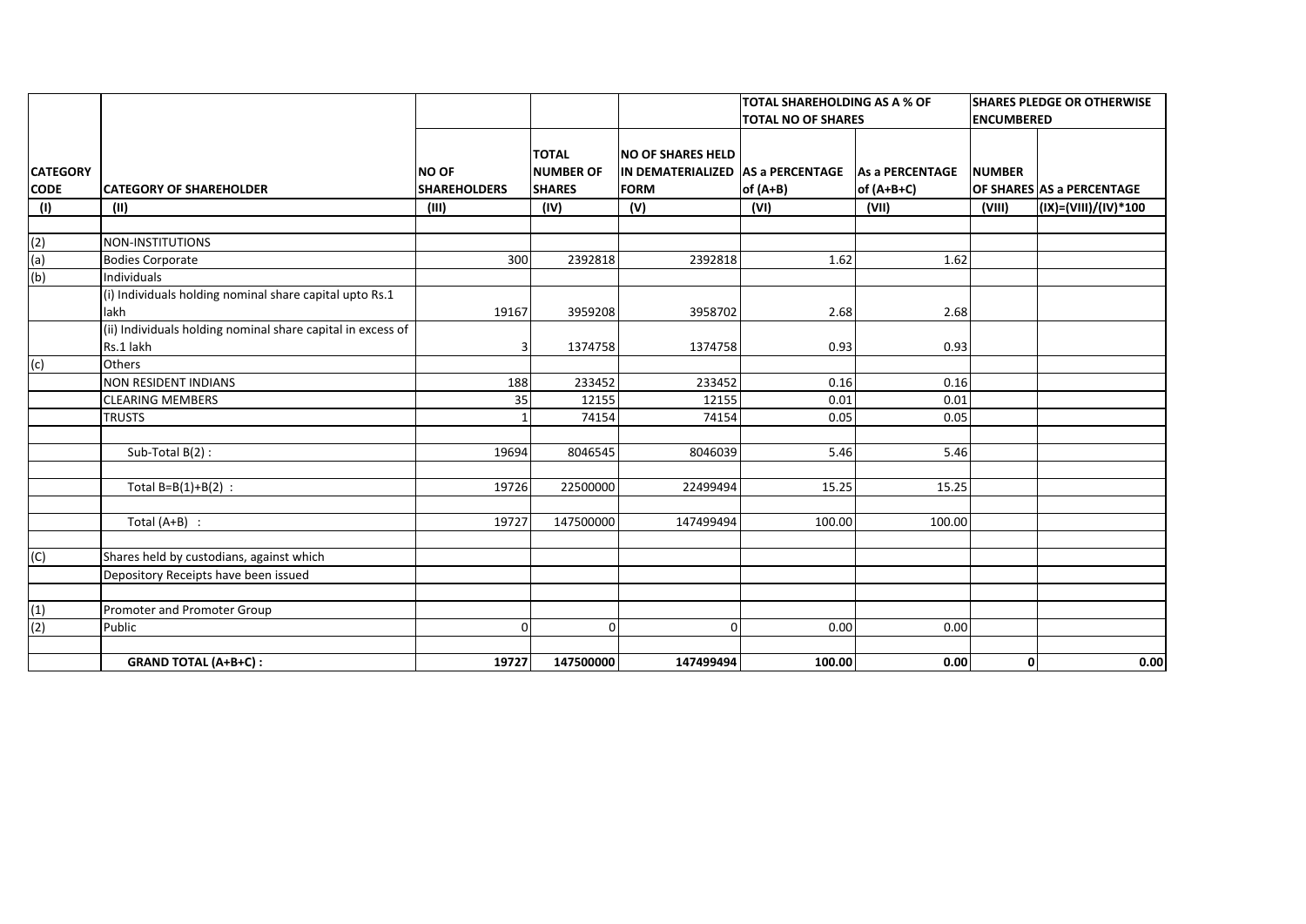| CATEGORY CODE | CATEGORY OF SHAREHOLDER | NO OF SHAREHOLDERS | TOTAL NUMBER OF SHARES | NO OF SHARES HELD IN DEMATERIALIZED FORM | TOTAL SHAREHOLDING AS A % OF TOTAL NO OF SHARES | | SHARES PLEDGE OR OTHERWISE ENCUMBERED | |
|---|---|---|---|---|---|---|---|---|
| | | | | | AS a PERCENTAGE of (A+B) | As a PERCENTAGE of (A+B+C) | NUMBER OF SHARES | AS a PERCENTAGE |
| (I) | (II) | (III) | (IV) | (V) | (VI) | (VII) | (VIII) | (IX)=(VIII)/(IV)*100 |
| | | | | | | | | |
| (2) | NON-INSTITUTIONS | | | | | | | |
| (a) | Bodies Corporate | 300 | 2392818 | 2392818 | 1.62 | 1.62 | | |
| (b) | Individuals | | | | | | | |
| | (i) Individuals holding nominal share capital upto Rs.1 lakh | 19167 | 3959208 | 3958702 | 2.68 | 2.68 | | |
| | (ii) Individuals holding nominal share capital in excess of Rs.1 lakh | 3 | 1374758 | 1374758 | 0.93 | 0.93 | | |
| (c) | Others | | | | | | | |
| | NON RESIDENT INDIANS | 188 | 233452 | 233452 | 0.16 | 0.16 | | |
| | CLEARING MEMBERS | 35 | 12155 | 12155 | 0.01 | 0.01 | | |
| | TRUSTS | 1 | 74154 | 74154 | 0.05 | 0.05 | | |
| | | | | | | | | |
| | Sub-Total B(2) : | 19694 | 8046545 | 8046039 | 5.46 | 5.46 | | |
| | | | | | | | | |
| | Total B=B(1)+B(2) : | 19726 | 22500000 | 22499494 | 15.25 | 15.25 | | |
| | | | | | | | | |
| | Total (A+B) : | 19727 | 147500000 | 147499494 | 100.00 | 100.00 | | |
| | | | | | | | | |
| (C) | Shares held by custodians, against which | | | | | | | |
| | Depository Receipts have been issued | | | | | | | |
| | | | | | | | | |
| (1) | Promoter and Promoter Group | | | | | | | |
| (2) | Public | 0 | 0 | 0 | 0.00 | 0.00 | | |
| | | | | | | | | |
| | **GRAND TOTAL (A+B+C) :** | **19727** | **147500000** | **147499494** | **100.00** | **0.00** | **0** | **0.00** |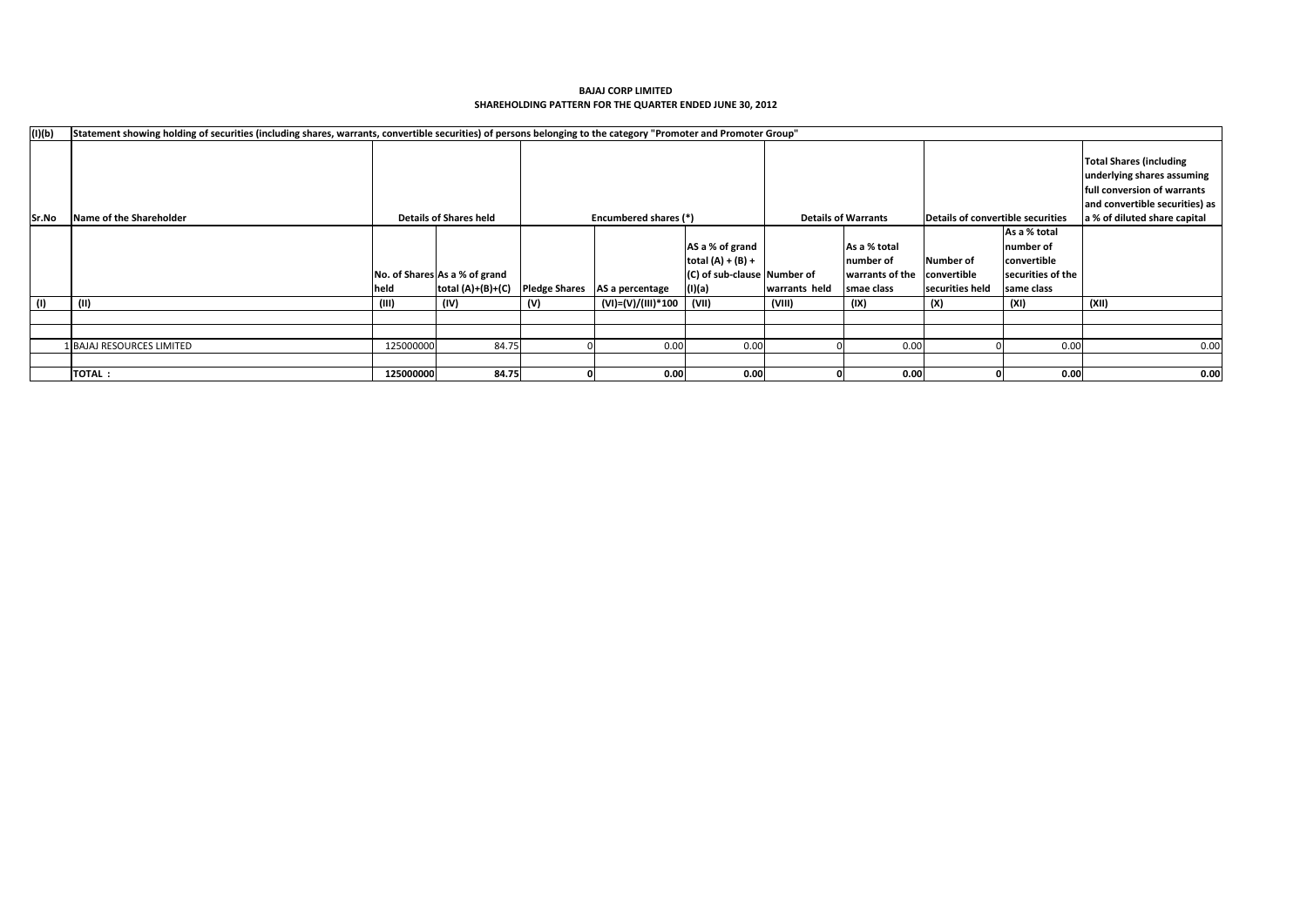**BAJAJ CORP LIMITED**

**SHAREHOLDING PATTERN FOR THE QUARTER ENDED JUNE 30, 2012**

| (I)(b) | Statement showing holding of securities (including shares, warrants, convertible securities) of persons belonging to the category "Promoter and Promoter Group" | | | | | | | | | | |
|---|---|---|---|---|---|---|---|---|---|---|---|
| Sr.No | Name of the Shareholder | Details of Shares held | | Encumbered shares (*) | | | Details of Warrants | | Details of convertible securities | | Total Shares (including underlying shares assuming full conversion of warrants and convertible securities) as a % of diluted share capital |
| | | No. of Shares held | As a % of grand total (A)+(B)+(C) | Pledge Shares | AS a percentage | AS a % of grand total (A) + (B) + (C) of sub-clause (I)(a) | Number of warrants held | As a % total number of warrants of the smae class | Number of convertible securities held | As a % total number of convertible securities of the same class | |
| (I) | (II) | (III) | (IV) | (V) | (VI)=(V)/(III)*100 | (VII) | (VIII) | (IX) | (X) | (XI) | (XII) |
| 1 | BAJAJ RESOURCES LIMITED | 125000000 | 84.75 | 0 | 0.00 | 0.00 | 0 | 0.00 | 0 | 0.00 | 0.00 |
| | **TOTAL :** | **125000000** | **84.75** | **0** | **0.00** | **0.00** | **0** | **0.00** | **0** | **0.00** | **0.00** |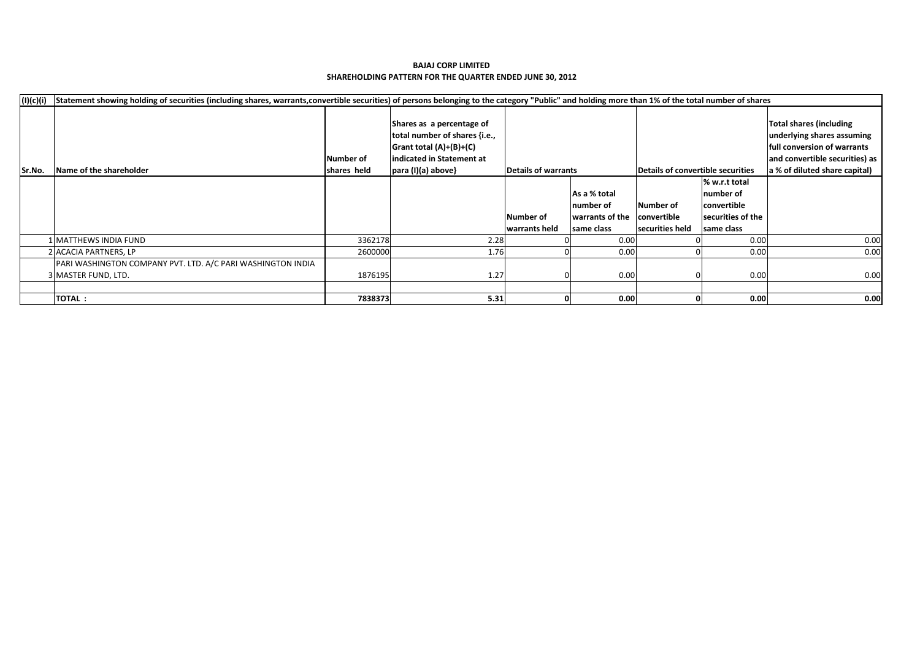**BAJAJ CORP LIMITED**

**SHAREHOLDING PATTERN FOR THE QUARTER ENDED JUNE 30, 2012**

| (I)(c)(i) | Statement showing holding of securities (including shares, warrants,convertible securities) of persons belonging to the category "Public" and holding more than 1% of the total number of shares | | | | | | | |
|---|---|---|---|---|---|---|---|---|
| Sr.No. | Name of the shareholder | Number of shares held | Shares as a percentage of total number of shares {i.e., Grant total (A)+(B)+(C) indicated in Statement at para (I)(a) above} | Details of warrants | | Details of convertible securities | | Total shares (including underlying shares assuming full conversion of warrants and convertible securities) as a % of diluted share capital) |
| | | | | Number of warrants held | As a % total number of warrants of the same class | Number of convertible securities held | % w.r.t total number of convertible securities of the same class | |
| 1 | MATTHEWS INDIA FUND | 3362178 | 2.28 | 0 | 0.00 | 0 | 0.00 | 0.00 |
| 2 | ACACIA PARTNERS, LP | 2600000 | 1.76 | 0 | 0.00 | 0 | 0.00 | 0.00 |
| 3 | PARI WASHINGTON COMPANY PVT. LTD. A/C PARI WASHINGTON INDIA MASTER FUND, LTD. | 1876195 | 1.27 | 0 | 0.00 | 0 | 0.00 | 0.00 |
| | | | | | | | | |
| | **TOTAL :** | **7838373** | **5.31** | **0** | **0.00** | **0** | **0.00** | **0.00** |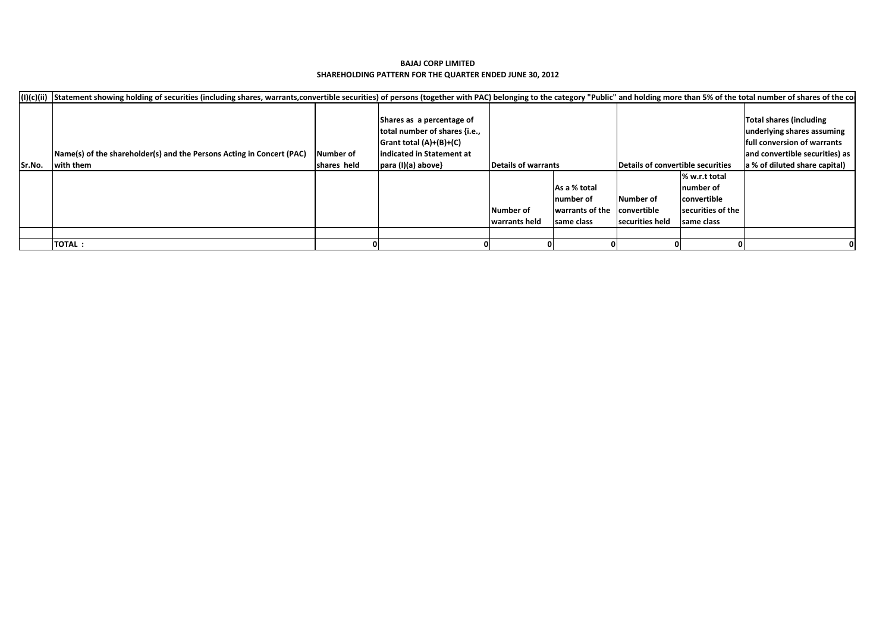**BAJAJ CORP LIMITED**

**SHAREHOLDING PATTERN FOR THE QUARTER ENDED JUNE 30, 2012**

| (I)(c)(ii) | Statement showing holding of securities (including shares, warrants,convertible securities) of persons (together with PAC) belonging to the category "Public" and holding more than 5% of the total number of shares of the co | | | | | | | |
|---|---|---|---|---|---|---|---|---|
| Sr.No. | Name(s) of the shareholder(s) and the Persons Acting in Concert (PAC) with them | Number of shares held | Shares as a percentage of total number of shares {i.e., Grant total (A)+(B)+(C) indicated in Statement at para (I)(a) above} | Details of warrants | | Details of convertible securities | | Total shares (including underlying shares assuming full conversion of warrants and convertible securities) as a % of diluted share capital) |
| | | | | Number of warrants held | As a % total number of warrants of the same class | Number of convertible securities held | % w.r.t total number of convertible securities of the same class | |
| | | | | | | | | |
| | TOTAL : | 0 | 0 | 0 | 0 | 0 | 0 | 0 |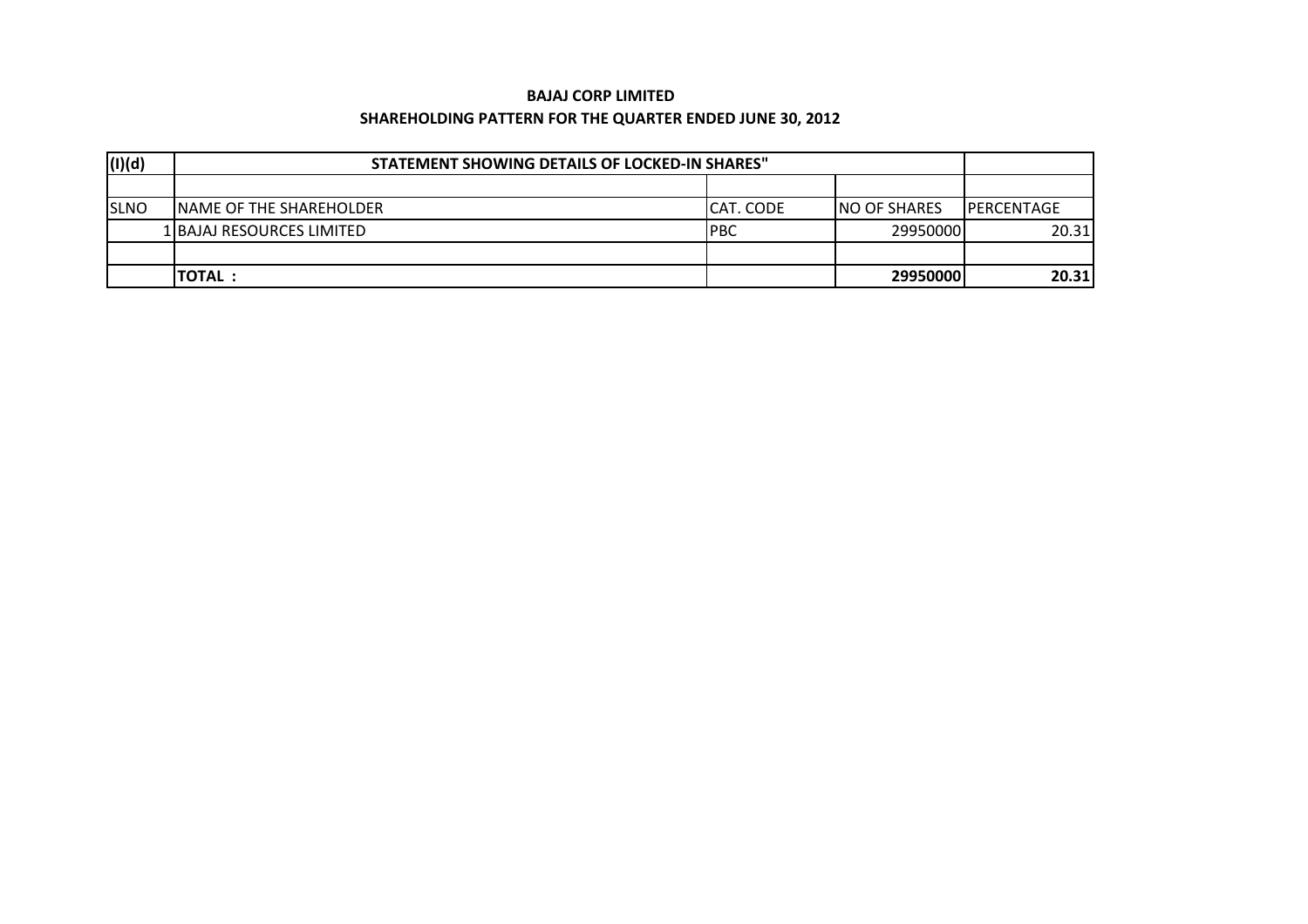**BAJAJ CORP LIMITED**

**SHAREHOLDING PATTERN FOR THE QUARTER ENDED JUNE 30, 2012**

| (I)(d) | STATEMENT SHOWING DETAILS OF LOCKED-IN SHARES" | | | |
|---|---|---|---|---|
| | | | | |
| SLNO | NAME OF THE SHAREHOLDER | CAT. CODE | NO OF SHARES | PERCENTAGE |
| 1 | BAJAJ RESOURCES LIMITED | PBC | 29950000 | 20.31 |
| | | | | |
| | **TOTAL :** | | **29950000** | **20.31** |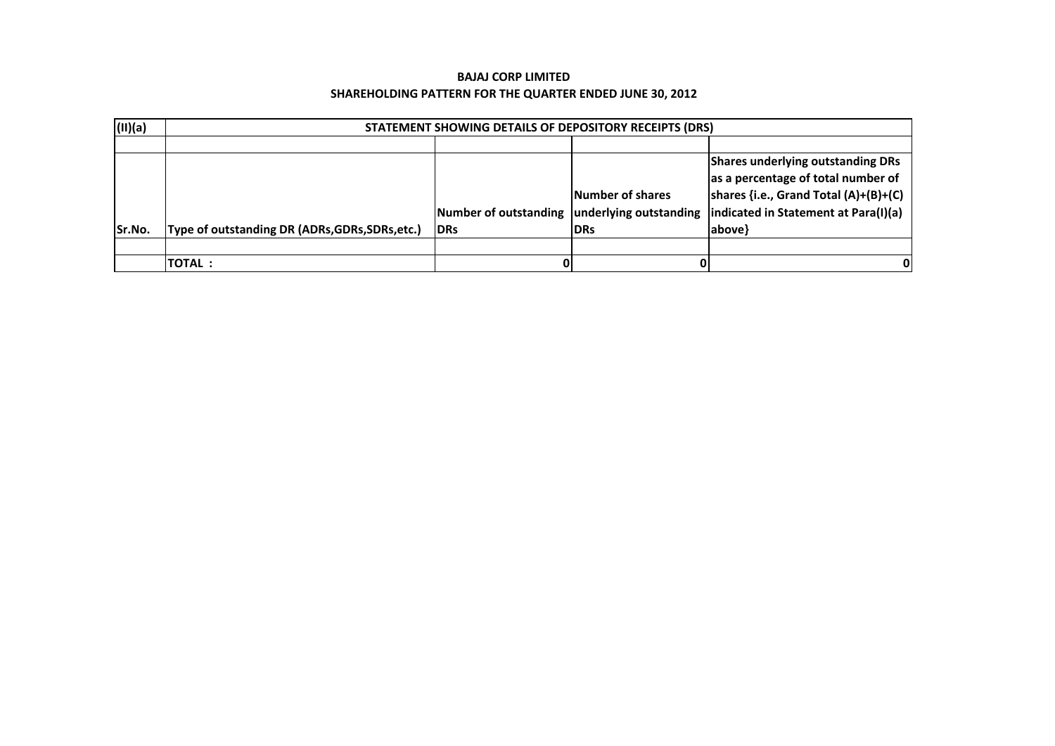**BAJAJ CORP LIMITED**

**SHAREHOLDING PATTERN FOR THE QUARTER ENDED JUNE 30, 2012**

| (II)(a) | STATEMENT SHOWING DETAILS OF DEPOSITORY RECEIPTS (DRS) | | | |
|---|---|---|---|---|
| | | | | |
| Sr.No. | Type of outstanding DR (ADRs,GDRs,SDRs,etc.) | Number of outstanding DRs | Number of shares underlying outstanding DRs | Shares underlying outstanding DRs as a percentage of total number of shares {i.e., Grand Total (A)+(B)+(C) indicated in Statement at Para(I)(a) above} |
| | | | | |
| | TOTAL : | 0 | 0 | 0 |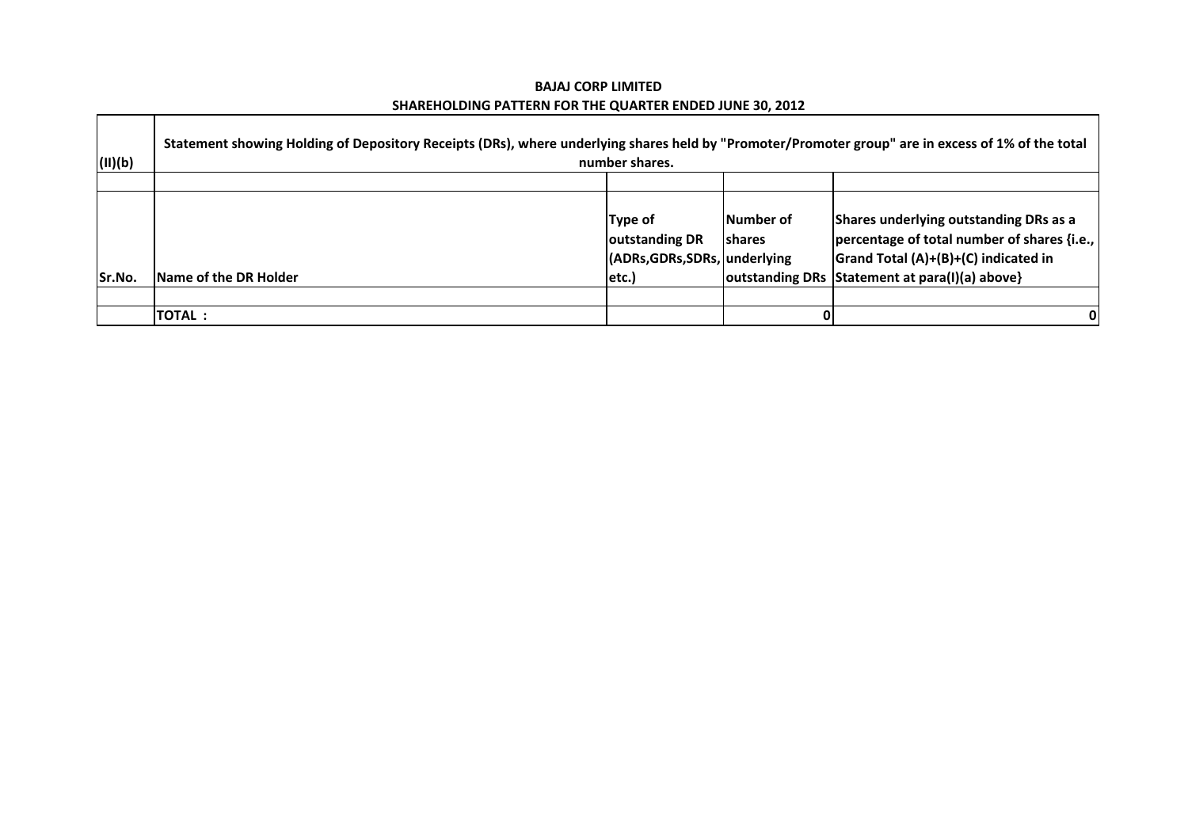**BAJAJ CORP LIMITED**

**SHAREHOLDING PATTERN FOR THE QUARTER ENDED JUNE 30, 2012**

| (II)(b) | Statement showing Holding of Depository Receipts (DRs), where underlying shares held by "Promoter/Promoter group" are in excess of 1% of the total number shares. | | | |
|---|---|---|---|---|
| | | | | |
| Sr.No. | Name of the DR Holder | Type of outstanding DR (ADRs,GDRs,SDRs, etc.) | Number of shares underlying outstanding DRs | Shares underlying outstanding DRs as a percentage of total number of shares {i.e., Grand Total (A)+(B)+(C) indicated in Statement at para(I)(a) above} |
| | | | | |
| | TOTAL : | | 0 | 0 |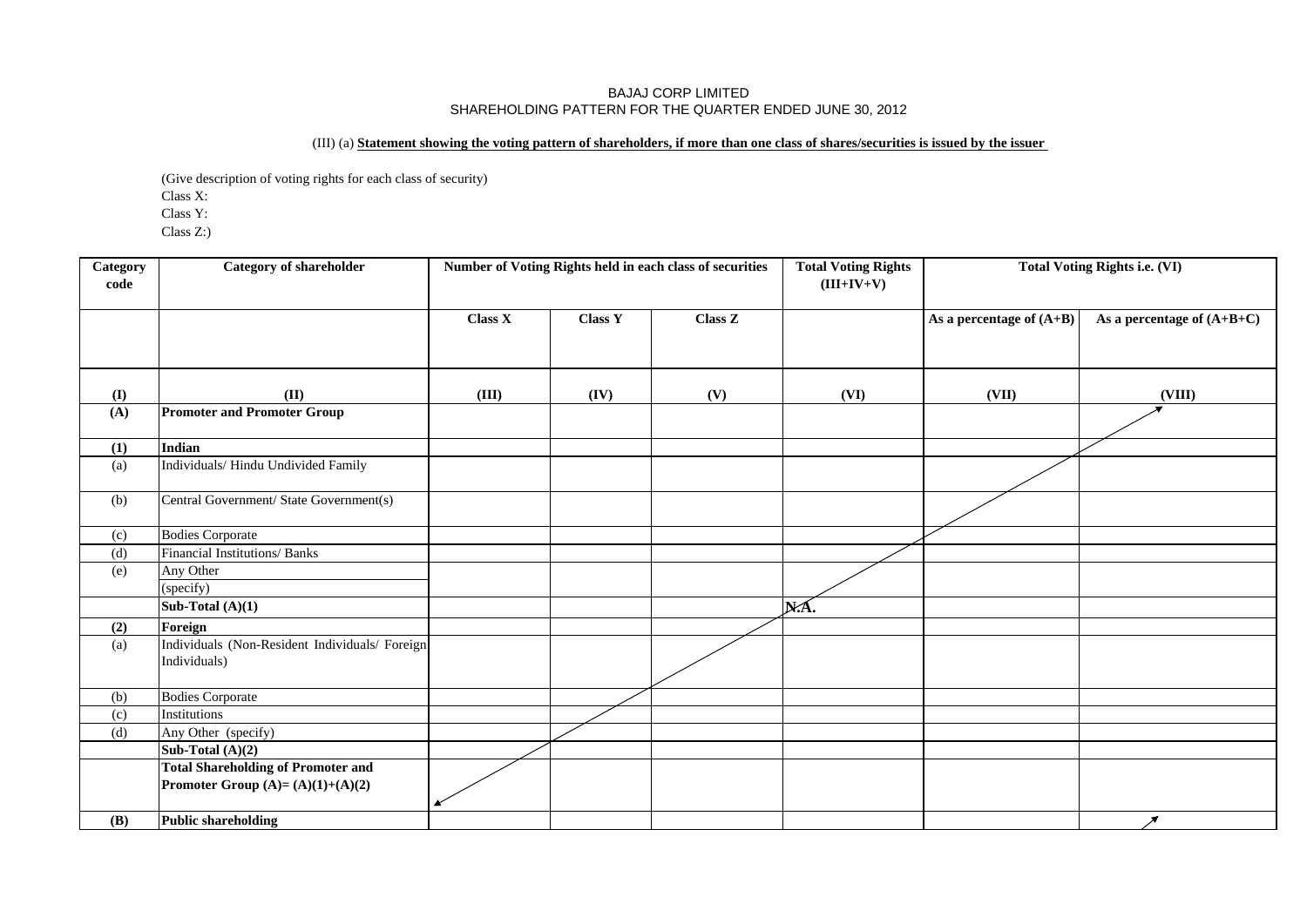BAJAJ CORP LIMITED
SHAREHOLDING PATTERN FOR THE QUARTER ENDED JUNE 30, 2012

(III) (a) **Statement showing the voting pattern of shareholders, if more than one class of shares/securities is issued by the issuer**

(Give description of voting rights for each class of security)
Class X:
Class Y:
Class Z:)

| Category code | Category of shareholder | Number of Voting Rights held in each class of securities | | | Total Voting Rights (III+IV+V) | Total Voting Rights i.e. (VI) | |
|---|---|---|---|---|---|---|---|
| | | Class X | Class Y | Class Z | | As a percentage of (A+B) | As a percentage of (A+B+C) |
| (I) | (II) | (III) | (IV) | (V) | (VI) | (VII) | (VIII) |
| (A) | **Promoter and Promoter Group** | | | | | | |
| (1) | **Indian** | | | | | | |
| (a) | Individuals/ Hindu Undivided Family | | | | | | |
| (b) | Central Government/ State Government(s) | | | | | | |
| (c) | Bodies Corporate | | | | | | |
| (d) | Financial Institutions/ Banks | | | | | | |
| (e) | Any Other (specify) | | | | | | |
| | **Sub-Total (A)(1)** | | | | N.A. | | |
| (2) | **Foreign** | | | | | | |
| (a) | Individuals (Non-Resident Individuals/ Foreign Individuals) | | | | | | |
| (b) | Bodies Corporate | | | | | | |
| (c) | Institutions | | | | | | |
| (d) | Any Other (specify) | | | | | | |
| | **Sub-Total (A)(2)** | | | | | | |
| | **Total Shareholding of Promoter and Promoter Group (A)= (A)(1)+(A)(2)** | | | | | | |
| (B) | **Public shareholding** | | | | | | |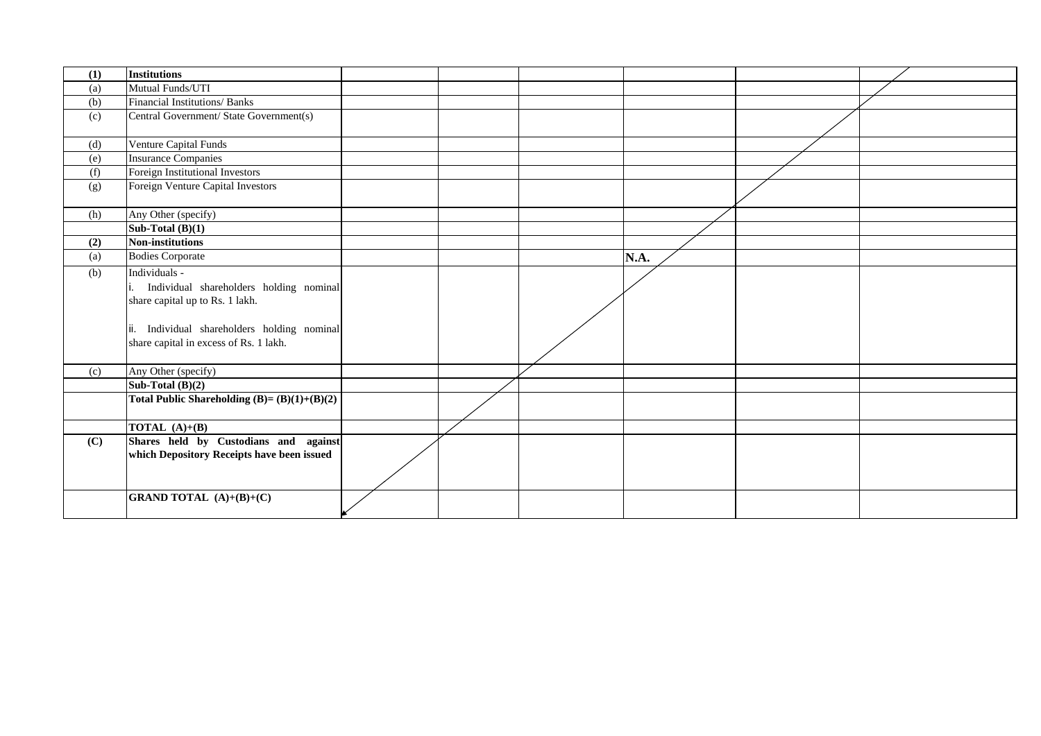| | | | | | | | |
|---|---|---|---|---|---|---|---|
| **(1)** | **Institutions** | | | | | | |
| (a) | Mutual Funds/UTI | | | | | | |
| (b) | Financial Institutions/ Banks | | | | | | |
| (c) | Central Government/ State Government(s) | | | | | | |
| (d) | Venture Capital Funds | | | | | | |
| (e) | Insurance Companies | | | | | | |
| (f) | Foreign Institutional Investors | | | | | | |
| (g) | Foreign Venture Capital Investors | | | | | | |
| (h) | Any Other (specify) | | | | | | |
| | **Sub-Total (B)(1)** | | | | | | |
| **(2)** | **Non-institutions** | | | | | | |
| (a) | Bodies Corporate | | | | **N.A.** | | |
| (b) | Individuals - i. Individual shareholders holding nominal share capital up to Rs. 1 lakh. ii. Individual shareholders holding nominal share capital in excess of Rs. 1 lakh. | | | | | | |
| (c) | Any Other (specify) | | | | | | |
| | **Sub-Total (B)(2)** | | | | | | |
| | **Total Public Shareholding (B)= (B)(1)+(B)(2)** | | | | | | |
| | **TOTAL (A)+(B)** | | | | | | |
| **(C)** | **Shares held by Custodians and against which Depository Receipts have been issued** | | | | | | |
| | **GRAND TOTAL (A)+(B)+(C)** | | | | | | |